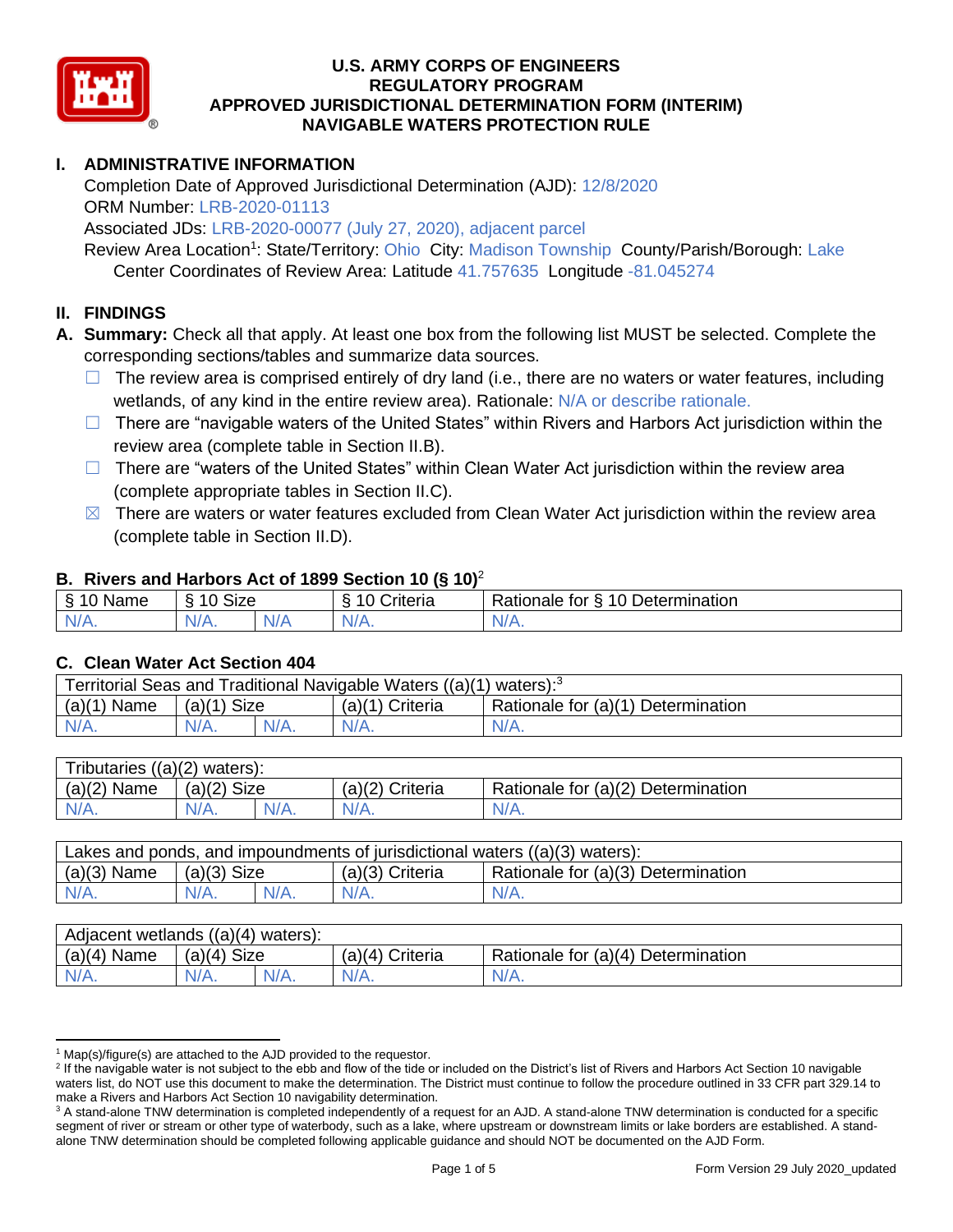# U.S. ARMY CORPS OF ENGINEERS
# REGULATORY PROGRAM
# APPROVED JURISDICTIONAL DETERMINATION FORM (INTERIM)
# NAVIGABLE WATERS PROTECTION RULE

## I. ADMINISTRATIVE INFORMATION

Completion Date of Approved Jurisdictional Determination (AJD): 12/8/2020
ORM Number: LRB-2020-01113
Associated JDs: LRB-2020-00077 (July 27, 2020), adjacent parcel
Review Area Location[1]: State/Territory: Ohio City: Madison Township County/Parish/Borough: Lake
Center Coordinates of Review Area: Latitude 41.757635 Longitude -81.045274

## II. FINDINGS

**A. Summary:** Check all that apply. At least one box from the following list MUST be selected. Complete the corresponding sections/tables and summarize data sources.

- ☐ The review area is comprised entirely of dry land (i.e., there are no waters or water features, including wetlands, of any kind in the entire review area). Rationale: N/A or describe rationale.
- ☐ There are "navigable waters of the United States" within Rivers and Harbors Act jurisdiction within the review area (complete table in Section II.B).
- ☐ There are "waters of the United States" within Clean Water Act jurisdiction within the review area (complete appropriate tables in Section II.C).
- ☒ There are waters or water features excluded from Clean Water Act jurisdiction within the review area (complete table in Section II.D).

### B. Rivers and Harbors Act of 1899 Section 10 (§ 10)[2]

| § 10 Name | § 10 Size | | § 10 Criteria | Rationale for § 10 Determination |
|---|---|---|---|---|
| N/A. | N/A. | N/A | N/A. | N/A. |

### C. Clean Water Act Section 404

| Territorial Seas and Traditional Navigable Waters ((a)(1) waters):[3] | | | | |
|---|---|---|---|---|
| (a)(1) Name | (a)(1) Size | | (a)(1) Criteria | Rationale for (a)(1) Determination |
| N/A. | N/A. | N/A. | N/A. | N/A. |

| Tributaries ((a)(2) waters): | | | | |
|---|---|---|---|---|
| (a)(2) Name | (a)(2) Size | | (a)(2) Criteria | Rationale for (a)(2) Determination |
| N/A. | N/A. | N/A. | N/A. | N/A. |

| Lakes and ponds, and impoundments of jurisdictional waters ((a)(3) waters): | | | | |
|---|---|---|---|---|
| (a)(3) Name | (a)(3) Size | | (a)(3) Criteria | Rationale for (a)(3) Determination |
| N/A. | N/A. | N/A. | N/A. | N/A. |

| Adjacent wetlands ((a)(4) waters): | | | | |
|---|---|---|---|---|
| (a)(4) Name | (a)(4) Size | | (a)(4) Criteria | Rationale for (a)(4) Determination |
| N/A. | N/A. | N/A. | N/A. | N/A. |

[1] Map(s)/figure(s) are attached to the AJD provided to the requestor.
[2] If the navigable water is not subject to the ebb and flow of the tide or included on the District's list of Rivers and Harbors Act Section 10 navigable waters list, do NOT use this document to make the determination. The District must continue to follow the procedure outlined in 33 CFR part 329.14 to make a Rivers and Harbors Act Section 10 navigability determination.
[3] A stand-alone TNW determination is completed independently of a request for an AJD. A stand-alone TNW determination is conducted for a specific segment of river or stream or other type of waterbody, such as a lake, where upstream or downstream limits or lake borders are established. A stand-alone TNW determination should be completed following applicable guidance and should NOT be documented on the AJD Form.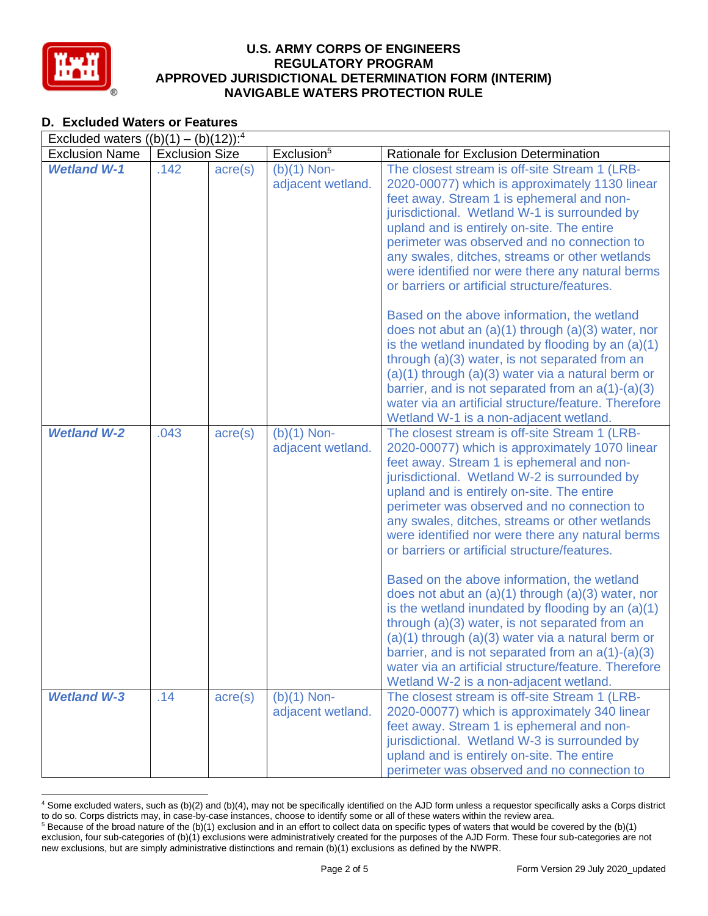## D. Excluded Waters or Features

| Excluded waters ((b)(1) – (b)(12)):[4] | | | | |
|---|---|---|---|---|
| Exclusion Name | Exclusion Size | | Exclusion[5] | Rationale for Exclusion Determination |
| ***Wetland W-1*** | .142 | acre(s) | (b)(1) Non-adjacent wetland. | The closest stream is off-site Stream 1 (LRB-2020-00077) which is approximately 1130 linear feet away. Stream 1 is ephemeral and non-jurisdictional. Wetland W-1 is surrounded by upland and is entirely on-site. The entire perimeter was observed and no connection to any swales, ditches, streams or other wetlands were identified nor were there any natural berms or barriers or artificial structure/features.<br><br>Based on the above information, the wetland does not abut an (a)(1) through (a)(3) water, nor is the wetland inundated by flooding by an (a)(1) through (a)(3) water, is not separated from an (a)(1) through (a)(3) water via a natural berm or barrier, and is not separated from an a(1)-(a)(3) water via an artificial structure/feature. Therefore Wetland W-1 is a non-adjacent wetland. |
| ***Wetland W-2*** | .043 | acre(s) | (b)(1) Non-adjacent wetland. | The closest stream is off-site Stream 1 (LRB-2020-00077) which is approximately 1070 linear feet away. Stream 1 is ephemeral and non-jurisdictional. Wetland W-2 is surrounded by upland and is entirely on-site. The entire perimeter was observed and no connection to any swales, ditches, streams or other wetlands were identified nor were there any natural berms or barriers or artificial structure/features.<br><br>Based on the above information, the wetland does not abut an (a)(1) through (a)(3) water, nor is the wetland inundated by flooding by an (a)(1) through (a)(3) water, is not separated from an (a)(1) through (a)(3) water via a natural berm or barrier, and is not separated from an a(1)-(a)(3) water via an artificial structure/feature. Therefore Wetland W-2 is a non-adjacent wetland. |
| ***Wetland W-3*** | .14 | acre(s) | (b)(1) Non-adjacent wetland. | The closest stream is off-site Stream 1 (LRB-2020-00077) which is approximately 340 linear feet away. Stream 1 is ephemeral and non-jurisdictional. Wetland W-3 is surrounded by upland and is entirely on-site. The entire perimeter was observed and no connection to |

[4] Some excluded waters, such as (b)(2) and (b)(4), may not be specifically identified on the AJD form unless a requestor specifically asks a Corps district to do so. Corps districts may, in case-by-case instances, choose to identify some or all of these waters within the review area.

[5] Because of the broad nature of the (b)(1) exclusion and in an effort to collect data on specific types of waters that would be covered by the (b)(1) exclusion, four sub-categories of (b)(1) exclusions were administratively created for the purposes of the AJD Form. These four sub-categories are not new exclusions, but are simply administrative distinctions and remain (b)(1) exclusions as defined by the NWPR.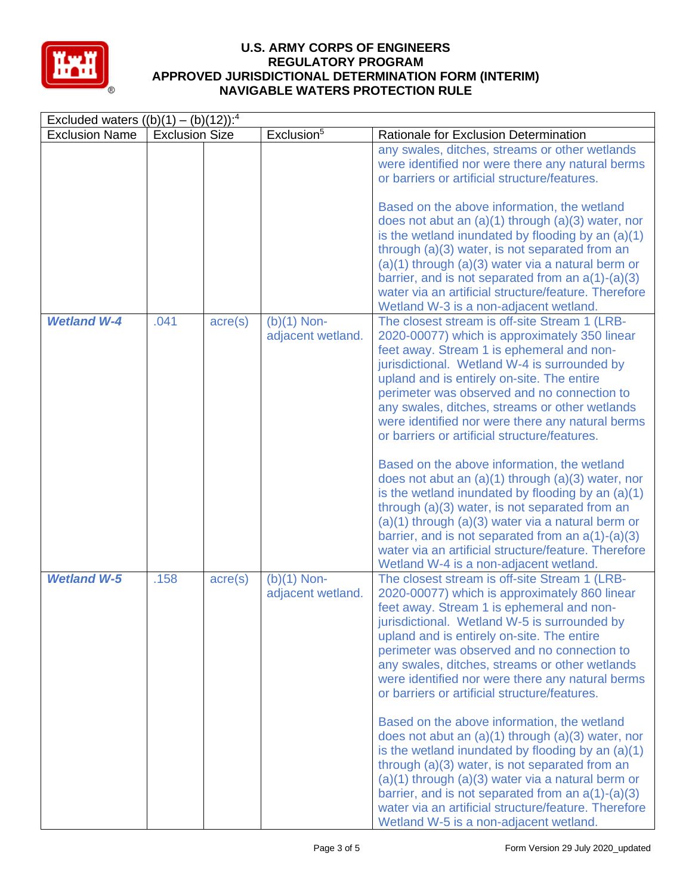# U.S. ARMY CORPS OF ENGINEERS
## REGULATORY PROGRAM
## APPROVED JURISDICTIONAL DETERMINATION FORM (INTERIM)
## NAVIGABLE WATERS PROTECTION RULE

Excluded waters ((b)(1) – (b)(12)):[4]

| Exclusion Name | Exclusion Size | | Exclusion[5] | Rationale for Exclusion Determination |
|---|---|---|---|---|
| | | | | any swales, ditches, streams or other wetlands were identified nor were there any natural berms or barriers or artificial structure/features.<br><br>Based on the above information, the wetland does not abut an (a)(1) through (a)(3) water, nor is the wetland inundated by flooding by an (a)(1) through (a)(3) water, is not separated from an (a)(1) through (a)(3) water via a natural berm or barrier, and is not separated from an a(1)-(a)(3) water via an artificial structure/feature. Therefore Wetland W-3 is a non-adjacent wetland. |
| ***Wetland W-4*** | .041 | acre(s) | (b)(1) Non-adjacent wetland. | The closest stream is off-site Stream 1 (LRB-2020-00077) which is approximately 350 linear feet away. Stream 1 is ephemeral and non-jurisdictional. Wetland W-4 is surrounded by upland and is entirely on-site. The entire perimeter was observed and no connection to any swales, ditches, streams or other wetlands were identified nor were there any natural berms or barriers or artificial structure/features.<br><br>Based on the above information, the wetland does not abut an (a)(1) through (a)(3) water, nor is the wetland inundated by flooding by an (a)(1) through (a)(3) water, is not separated from an (a)(1) through (a)(3) water via a natural berm or barrier, and is not separated from an a(1)-(a)(3) water via an artificial structure/feature. Therefore Wetland W-4 is a non-adjacent wetland. |
| ***Wetland W-5*** | .158 | acre(s) | (b)(1) Non-adjacent wetland. | The closest stream is off-site Stream 1 (LRB-2020-00077) which is approximately 860 linear feet away. Stream 1 is ephemeral and non-jurisdictional. Wetland W-5 is surrounded by upland and is entirely on-site. The entire perimeter was observed and no connection to any swales, ditches, streams or other wetlands were identified nor were there any natural berms or barriers or artificial structure/features.<br><br>Based on the above information, the wetland does not abut an (a)(1) through (a)(3) water, nor is the wetland inundated by flooding by an (a)(1) through (a)(3) water, is not separated from an (a)(1) through (a)(3) water via a natural berm or barrier, and is not separated from an a(1)-(a)(3) water via an artificial structure/feature. Therefore Wetland W-5 is a non-adjacent wetland. |

Form Version 29 July 2020_updated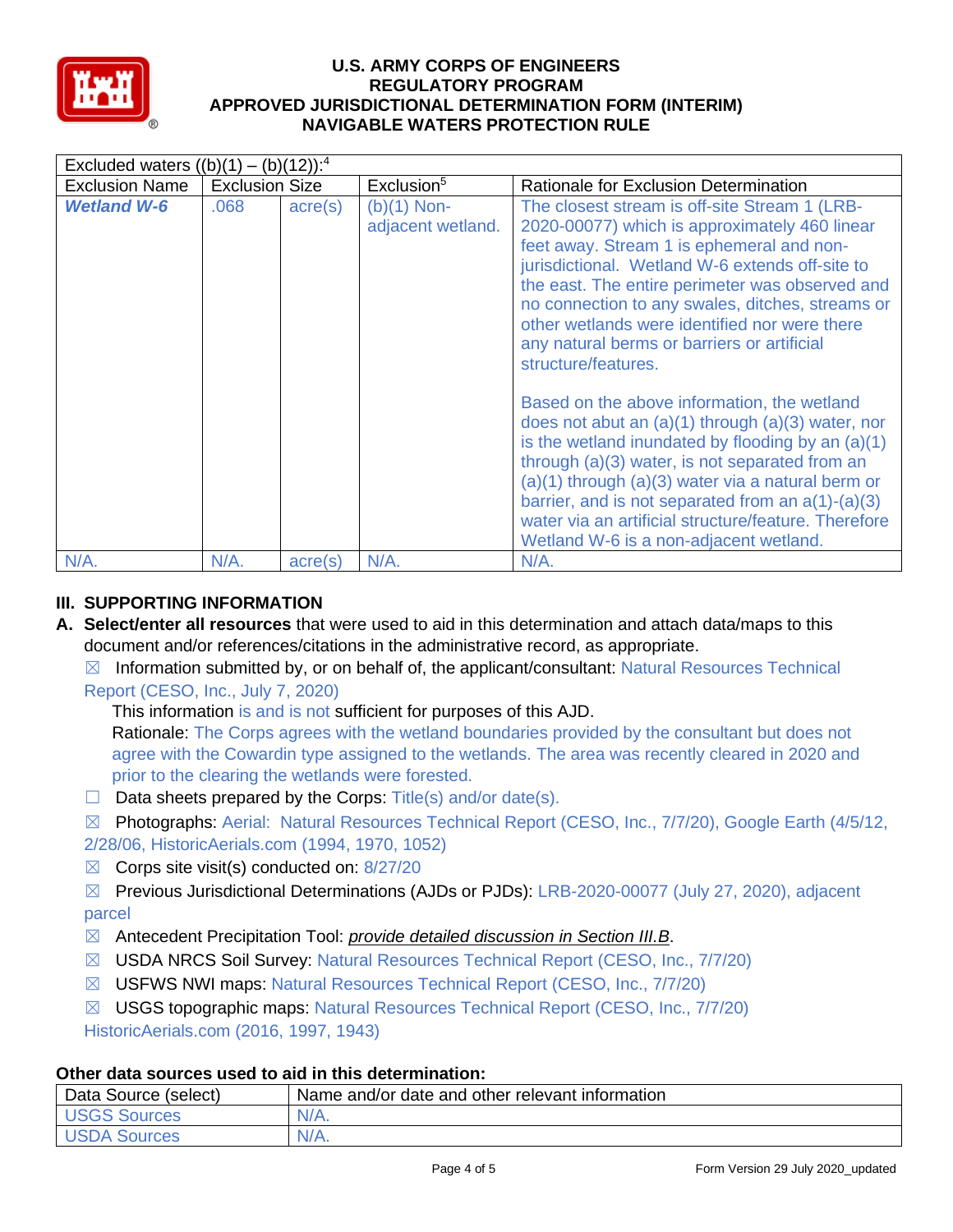# U.S. ARMY CORPS OF ENGINEERS
# REGULATORY PROGRAM
# APPROVED JURISDICTIONAL DETERMINATION FORM (INTERIM)
# NAVIGABLE WATERS PROTECTION RULE

| Excluded waters ((b)(1) – (b)(12)):[4] | | | | |
|---|---|---|---|---|
| Exclusion Name | Exclusion Size | | Exclusion[5] | Rationale for Exclusion Determination |
| ***Wetland W-6*** | .068 | acre(s) | (b)(1) Non-adjacent wetland. | The closest stream is off-site Stream 1 (LRB-2020-00077) which is approximately 460 linear feet away. Stream 1 is ephemeral and non-jurisdictional. Wetland W-6 extends off-site to the east. The entire perimeter was observed and no connection to any swales, ditches, streams or other wetlands were identified nor were there any natural berms or barriers or artificial structure/features. <br><br> Based on the above information, the wetland does not abut an (a)(1) through (a)(3) water, nor is the wetland inundated by flooding by an (a)(1) through (a)(3) water, is not separated from an (a)(1) through (a)(3) water via a natural berm or barrier, and is not separated from an a(1)-(a)(3) water via an artificial structure/feature. Therefore Wetland W-6 is a non-adjacent wetland. |
| N/A. | N/A. | acre(s) | N/A. | N/A. |

## III. SUPPORTING INFORMATION

**A. Select/enter all resources** that were used to aid in this determination and attach data/maps to this document and/or references/citations in the administrative record, as appropriate.

☒ Information submitted by, or on behalf of, the applicant/consultant: Natural Resources Technical Report (CESO, Inc., July 7, 2020)

This information is and is not sufficient for purposes of this AJD.

Rationale: The Corps agrees with the wetland boundaries provided by the consultant but does not agree with the Cowardin type assigned to the wetlands. The area was recently cleared in 2020 and prior to the clearing the wetlands were forested.

☐ Data sheets prepared by the Corps: Title(s) and/or date(s).

☒ Photographs: Aerial: Natural Resources Technical Report (CESO, Inc., 7/7/20), Google Earth (4/5/12, 2/28/06, HistoricAerials.com (1994, 1970, 1052)

☒ Corps site visit(s) conducted on: 8/27/20

☒ Previous Jurisdictional Determinations (AJDs or PJDs): LRB-2020-00077 (July 27, 2020), adjacent parcel

☒ Antecedent Precipitation Tool: *provide detailed discussion in Section III.B*.

☒ USDA NRCS Soil Survey: Natural Resources Technical Report (CESO, Inc., 7/7/20)

☒ USFWS NWI maps: Natural Resources Technical Report (CESO, Inc., 7/7/20)

☒ USGS topographic maps: Natural Resources Technical Report (CESO, Inc., 7/7/20) HistoricAerials.com (2016, 1997, 1943)

### Other data sources used to aid in this determination:

| Data Source (select) | Name and/or date and other relevant information |
|---|---|
| USGS Sources | N/A. |
| USDA Sources | N/A. |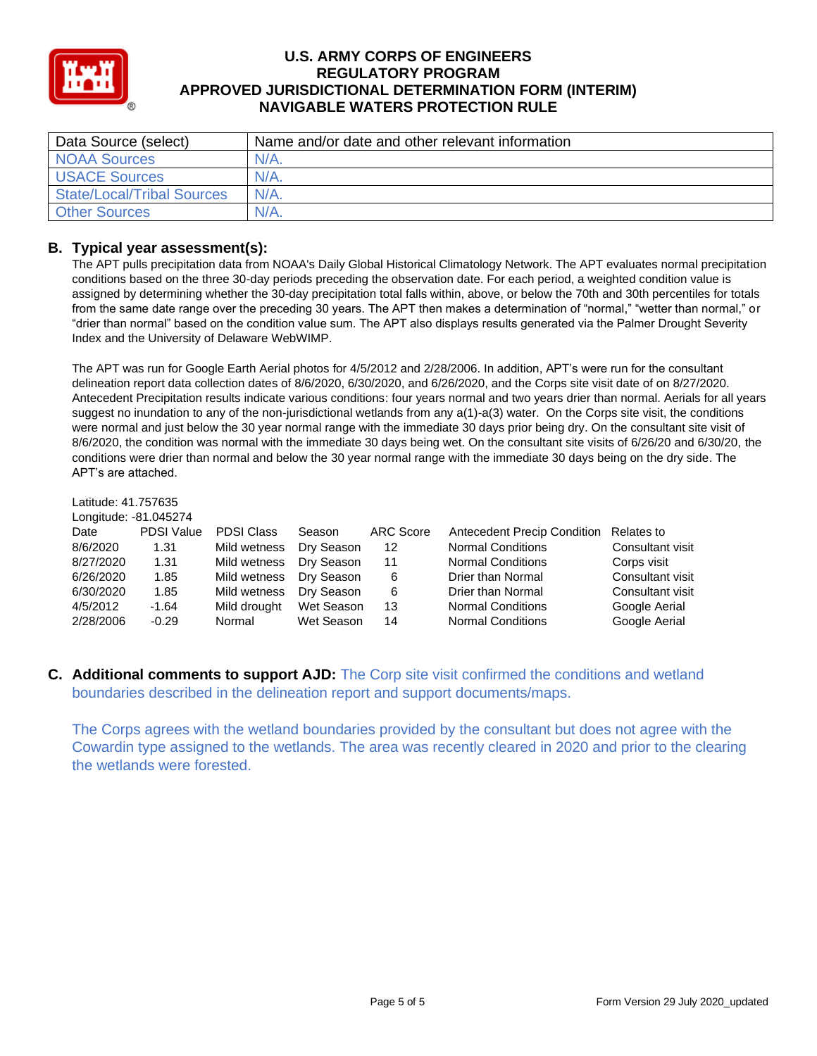# U.S. ARMY CORPS OF ENGINEERS
# REGULATORY PROGRAM
# APPROVED JURISDICTIONAL DETERMINATION FORM (INTERIM)
# NAVIGABLE WATERS PROTECTION RULE

| Data Source (select) | Name and/or date and other relevant information |
|---|---|
| NOAA Sources | N/A. |
| USACE Sources | N/A. |
| State/Local/Tribal Sources | N/A. |
| Other Sources | N/A. |

## B. Typical year assessment(s):

The APT pulls precipitation data from NOAA's Daily Global Historical Climatology Network. The APT evaluates normal precipitation conditions based on the three 30-day periods preceding the observation date. For each period, a weighted condition value is assigned by determining whether the 30-day precipitation total falls within, above, or below the 70th and 30th percentiles for totals from the same date range over the preceding 30 years. The APT then makes a determination of "normal," "wetter than normal," or "drier than normal" based on the condition value sum. The APT also displays results generated via the Palmer Drought Severity Index and the University of Delaware WebWIMP.

The APT was run for Google Earth Aerial photos for 4/5/2012 and 2/28/2006. In addition, APT's were run for the consultant delineation report data collection dates of 8/6/2020, 6/30/2020, and 6/26/2020, and the Corps site visit date of on 8/27/2020. Antecedent Precipitation results indicate various conditions: four years normal and two years drier than normal. Aerials for all years suggest no inundation to any of the non-jurisdictional wetlands from any a(1)-a(3) water. On the Corps site visit, the conditions were normal and just below the 30 year normal range with the immediate 30 days prior being dry. On the consultant site visit of 8/6/2020, the condition was normal with the immediate 30 days being wet. On the consultant site visits of 6/26/20 and 6/30/20, the conditions were drier than normal and below the 30 year normal range with the immediate 30 days being on the dry side. The APT's are attached.

Latitude: 41.757635
Longitude: -81.045274

| Date | PDSI Value | PDSI Class | Season | ARC Score | Antecedent Precip Condition | Relates to |
|---|---|---|---|---|---|---|
| 8/6/2020 | 1.31 | Mild wetness | Dry Season | 12 | Normal Conditions | Consultant visit |
| 8/27/2020 | 1.31 | Mild wetness | Dry Season | 11 | Normal Conditions | Corps visit |
| 6/26/2020 | 1.85 | Mild wetness | Dry Season | 6 | Drier than Normal | Consultant visit |
| 6/30/2020 | 1.85 | Mild wetness | Dry Season | 6 | Drier than Normal | Consultant visit |
| 4/5/2012 | -1.64 | Mild drought | Wet Season | 13 | Normal Conditions | Google Aerial |
| 2/28/2006 | -0.29 | Normal | Wet Season | 14 | Normal Conditions | Google Aerial |

## C. Additional comments to support AJD: 

The Corp site visit confirmed the conditions and wetland boundaries described in the delineation report and support documents/maps.

The Corps agrees with the wetland boundaries provided by the consultant but does not agree with the Cowardin type assigned to the wetlands. The area was recently cleared in 2020 and prior to the clearing the wetlands were forested.